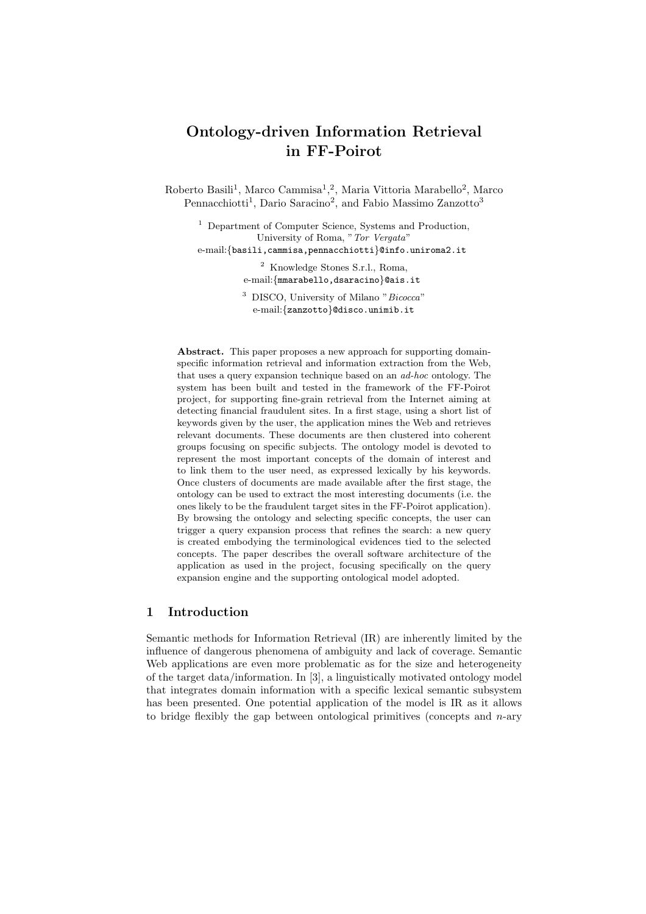# Ontology-driven Information Retrieval in FF-Poirot

Roberto Basili[1], Marco Cammisa[1,2], Maria Vittoria Marabello[2], Marco Pennacchiotti[1], Dario Saracino[2], and Fabio Massimo Zanzotto[3]

[1] Department of Computer Science, Systems and Production, University of Roma, "*Tor Vergata*"
e-mail:{basili,cammisa,pennacchiotti}@info.uniroma2.it

[2] Knowledge Stones S.r.l., Roma,
e-mail:{mmarabello,dsaracino}@ais.it

[3] DISCO, University of Milano "*Bicocca*"
e-mail:{zanzotto}@disco.unimib.it

**Abstract.** This paper proposes a new approach for supporting domain-specific information retrieval and information extraction from the Web, that uses a query expansion technique based on an *ad-hoc* ontology. The system has been built and tested in the framework of the FF-Poirot project, for supporting fine-grain retrieval from the Internet aiming at detecting financial fraudulent sites. In a first stage, using a short list of keywords given by the user, the application mines the Web and retrieves relevant documents. These documents are then clustered into coherent groups focusing on specific subjects. The ontology model is devoted to represent the most important concepts of the domain of interest and to link them to the user need, as expressed lexically by his keywords. Once clusters of documents are made available after the first stage, the ontology can be used to extract the most interesting documents (i.e. the ones likely to be the fraudulent target sites in the FF-Poirot application). By browsing the ontology and selecting specific concepts, the user can trigger a query expansion process that refines the search: a new query is created embodying the terminological evidences tied to the selected concepts. The paper describes the overall software architecture of the application as used in the project, focusing specifically on the query expansion engine and the supporting ontological model adopted.

## 1 Introduction

Semantic methods for Information Retrieval (IR) are inherently limited by the influence of dangerous phenomena of ambiguity and lack of coverage. Semantic Web applications are even more problematic as for the size and heterogeneity of the target data/information. In [3], a linguistically motivated ontology model that integrates domain information with a specific lexical semantic subsystem has been presented. One potential application of the model is IR as it allows to bridge flexibly the gap between ontological primitives (concepts and $n$-ary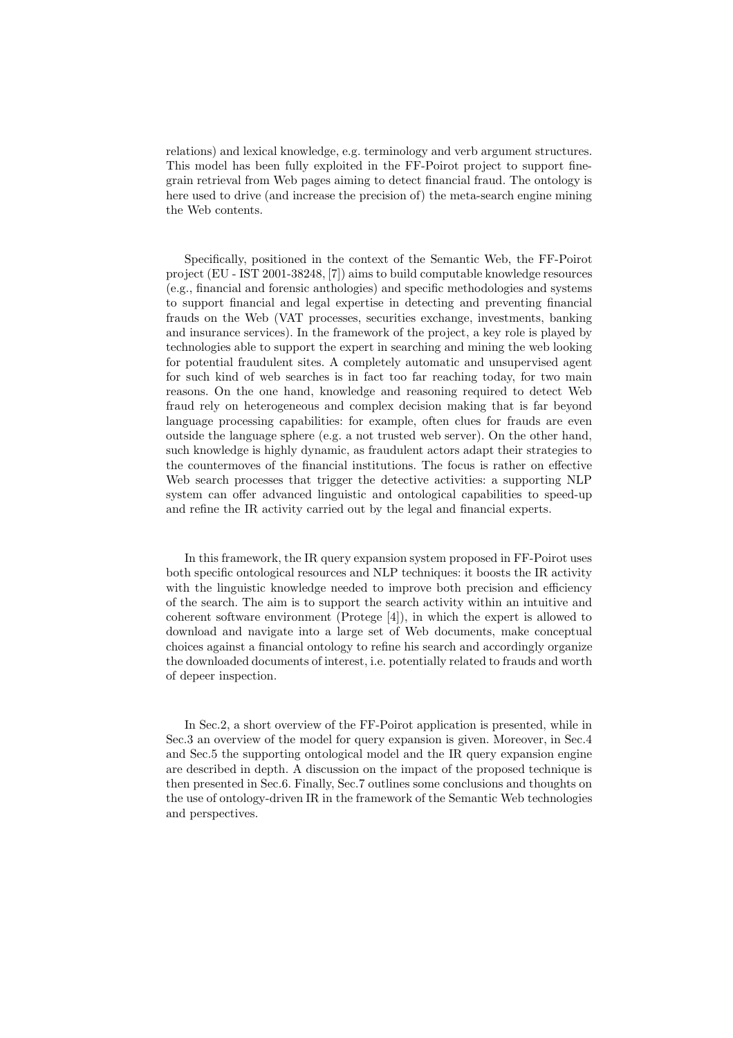relations) and lexical knowledge, e.g. terminology and verb argument structures. This model has been fully exploited in the FF-Poirot project to support fine-grain retrieval from Web pages aiming to detect financial fraud. The ontology is here used to drive (and increase the precision of) the meta-search engine mining the Web contents.

Specifically, positioned in the context of the Semantic Web, the FF-Poirot project (EU - IST 2001-38248, [7]) aims to build computable knowledge resources (e.g., financial and forensic anthologies) and specific methodologies and systems to support financial and legal expertise in detecting and preventing financial frauds on the Web (VAT processes, securities exchange, investments, banking and insurance services). In the framework of the project, a key role is played by technologies able to support the expert in searching and mining the web looking for potential fraudulent sites. A completely automatic and unsupervised agent for such kind of web searches is in fact too far reaching today, for two main reasons. On the one hand, knowledge and reasoning required to detect Web fraud rely on heterogeneous and complex decision making that is far beyond language processing capabilities: for example, often clues for frauds are even outside the language sphere (e.g. a not trusted web server). On the other hand, such knowledge is highly dynamic, as fraudulent actors adapt their strategies to the countermoves of the financial institutions. The focus is rather on effective Web search processes that trigger the detective activities: a supporting NLP system can offer advanced linguistic and ontological capabilities to speed-up and refine the IR activity carried out by the legal and financial experts.

In this framework, the IR query expansion system proposed in FF-Poirot uses both specific ontological resources and NLP techniques: it boosts the IR activity with the linguistic knowledge needed to improve both precision and efficiency of the search. The aim is to support the search activity within an intuitive and coherent software environment (Protege [4]), in which the expert is allowed to download and navigate into a large set of Web documents, make conceptual choices against a financial ontology to refine his search and accordingly organize the downloaded documents of interest, i.e. potentially related to frauds and worth of depeer inspection.

In Sec.2, a short overview of the FF-Poirot application is presented, while in Sec.3 an overview of the model for query expansion is given. Moreover, in Sec.4 and Sec.5 the supporting ontological model and the IR query expansion engine are described in depth. A discussion on the impact of the proposed technique is then presented in Sec.6. Finally, Sec.7 outlines some conclusions and thoughts on the use of ontology-driven IR in the framework of the Semantic Web technologies and perspectives.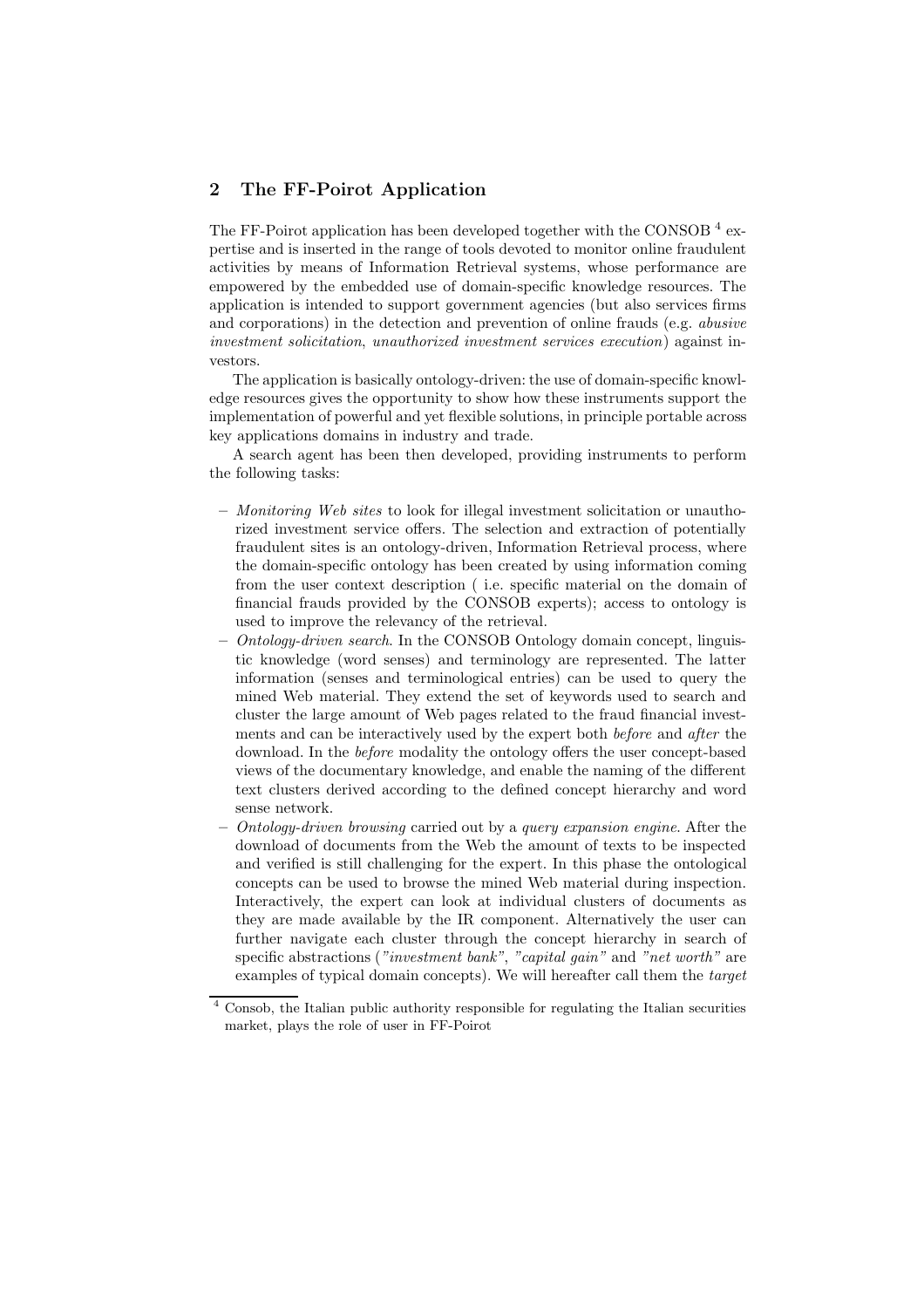## 2 The FF-Poirot Application

The FF-Poirot application has been developed together with the CONSOB [4] expertise and is inserted in the range of tools devoted to monitor online fraudulent activities by means of Information Retrieval systems, whose performance are empowered by the embedded use of domain-specific knowledge resources. The application is intended to support government agencies (but also services firms and corporations) in the detection and prevention of online frauds (e.g. *abusive investment solicitation*, *unauthorized investment services execution*) against investors.

The application is basically ontology-driven: the use of domain-specific knowledge resources gives the opportunity to show how these instruments support the implementation of powerful and yet flexible solutions, in principle portable across key applications domains in industry and trade.

A search agent has been then developed, providing instruments to perform the following tasks:

- *Monitoring Web sites* to look for illegal investment solicitation or unauthorized investment service offers. The selection and extraction of potentially fraudulent sites is an ontology-driven, Information Retrieval process, where the domain-specific ontology has been created by using information coming from the user context description ( i.e. specific material on the domain of financial frauds provided by the CONSOB experts); access to ontology is used to improve the relevancy of the retrieval.
- *Ontology-driven search*. In the CONSOB Ontology domain concept, linguistic knowledge (word senses) and terminology are represented. The latter information (senses and terminological entries) can be used to query the mined Web material. They extend the set of keywords used to search and cluster the large amount of Web pages related to the fraud financial investments and can be interactively used by the expert both *before* and *after* the download. In the *before* modality the ontology offers the user concept-based views of the documentary knowledge, and enable the naming of the different text clusters derived according to the defined concept hierarchy and word sense network.
- *Ontology-driven browsing* carried out by a *query expansion engine*. After the download of documents from the Web the amount of texts to be inspected and verified is still challenging for the expert. In this phase the ontological concepts can be used to browse the mined Web material during inspection. Interactively, the expert can look at individual clusters of documents as they are made available by the IR component. Alternatively the user can further navigate each cluster through the concept hierarchy in search of specific abstractions (*"investment bank"*, *"capital gain"* and *"net worth"* are examples of typical domain concepts). We will hereafter call them the *target*

[4] Consob, the Italian public authority responsible for regulating the Italian securities market, plays the role of user in FF-Poirot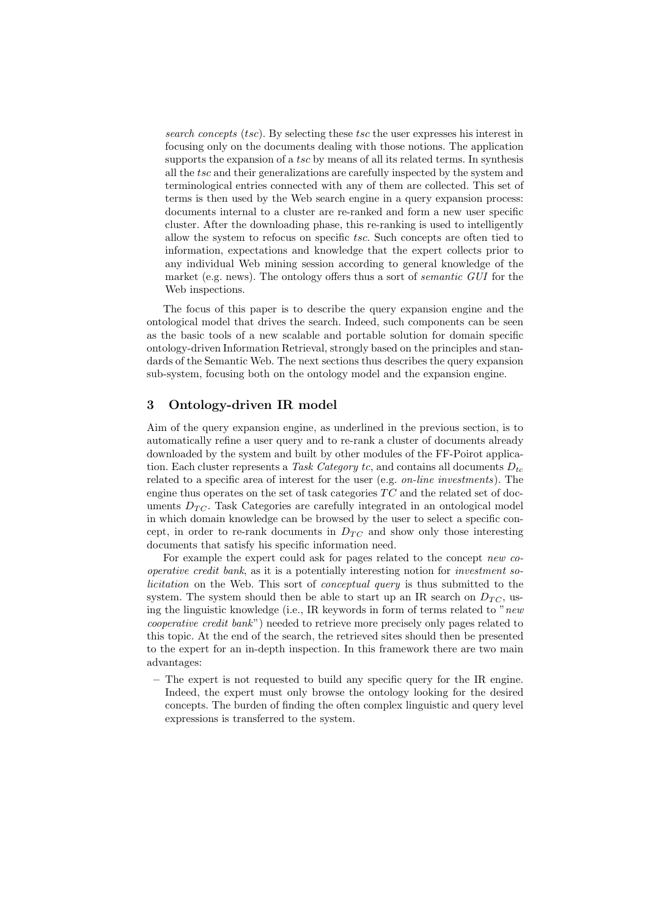*search concepts* (*tsc*). By selecting these *tsc* the user expresses his interest in focusing only on the documents dealing with those notions. The application supports the expansion of a *tsc* by means of all its related terms. In synthesis all the *tsc* and their generalizations are carefully inspected by the system and terminological entries connected with any of them are collected. This set of terms is then used by the Web search engine in a query expansion process: documents internal to a cluster are re-ranked and form a new user specific cluster. After the downloading phase, this re-ranking is used to intelligently allow the system to refocus on specific *tsc*. Such concepts are often tied to information, expectations and knowledge that the expert collects prior to any individual Web mining session according to general knowledge of the market (e.g. news). The ontology offers thus a sort of *semantic GUI* for the Web inspections.

The focus of this paper is to describe the query expansion engine and the ontological model that drives the search. Indeed, such components can be seen as the basic tools of a new scalable and portable solution for domain specific ontology-driven Information Retrieval, strongly based on the principles and standards of the Semantic Web. The next sections thus describes the query expansion sub-system, focusing both on the ontology model and the expansion engine.

## 3 Ontology-driven IR model

Aim of the query expansion engine, as underlined in the previous section, is to automatically refine a user query and to re-rank a cluster of documents already downloaded by the system and built by other modules of the FF-Poirot application. Each cluster represents a *Task Category* $tc$, and contains all documents $D_{tc}$ related to a specific area of interest for the user (e.g. *on-line investments*). The engine thus operates on the set of task categories $TC$ and the related set of documents $D_{TC}$. Task Categories are carefully integrated in an ontological model in which domain knowledge can be browsed by the user to select a specific concept, in order to re-rank documents in $D_{TC}$ and show only those interesting documents that satisfy his specific information need.

For example the expert could ask for pages related to the concept *new co-operative credit bank*, as it is a potentially interesting notion for *investment solicitation* on the Web. This sort of *conceptual query* is thus submitted to the system. The system should then be able to start up an IR search on $D_{TC}$, using the linguistic knowledge (i.e., IR keywords in form of terms related to "*new cooperative credit bank*") needed to retrieve more precisely only pages related to this topic. At the end of the search, the retrieved sites should then be presented to the expert for an in-depth inspection. In this framework there are two main advantages:

- The expert is not requested to build any specific query for the IR engine. Indeed, the expert must only browse the ontology looking for the desired concepts. The burden of finding the often complex linguistic and query level expressions is transferred to the system.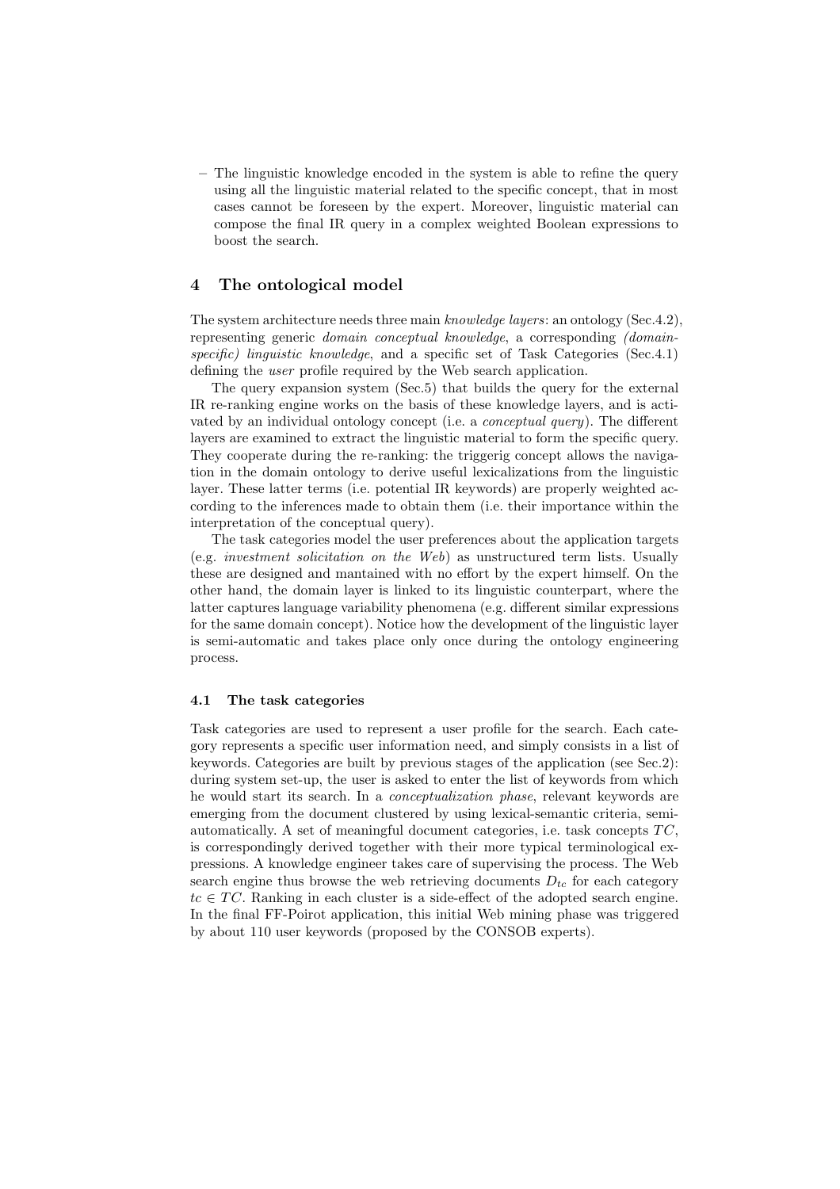- The linguistic knowledge encoded in the system is able to refine the query using all the linguistic material related to the specific concept, that in most cases cannot be foreseen by the expert. Moreover, linguistic material can compose the final IR query in a complex weighted Boolean expressions to boost the search.

## 4 The ontological model

The system architecture needs three main *knowledge layers*: an ontology (Sec.4.2), representing generic *domain conceptual knowledge*, a corresponding *(domain-specific) linguistic knowledge*, and a specific set of Task Categories (Sec.4.1) defining the *user* profile required by the Web search application.

The query expansion system (Sec.5) that builds the query for the external IR re-ranking engine works on the basis of these knowledge layers, and is activated by an individual ontology concept (i.e. a *conceptual query*). The different layers are examined to extract the linguistic material to form the specific query. They cooperate during the re-ranking: the triggerig concept allows the navigation in the domain ontology to derive useful lexicalizations from the linguistic layer. These latter terms (i.e. potential IR keywords) are properly weighted according to the inferences made to obtain them (i.e. their importance within the interpretation of the conceptual query).

The task categories model the user preferences about the application targets (e.g. *investment solicitation on the Web*) as unstructured term lists. Usually these are designed and mantained with no effort by the expert himself. On the other hand, the domain layer is linked to its linguistic counterpart, where the latter captures language variability phenomena (e.g. different similar expressions for the same domain concept). Notice how the development of the linguistic layer is semi-automatic and takes place only once during the ontology engineering process.

### 4.1 The task categories

Task categories are used to represent a user profile for the search. Each category represents a specific user information need, and simply consists in a list of keywords. Categories are built by previous stages of the application (see Sec.2): during system set-up, the user is asked to enter the list of keywords from which he would start its search. In a *conceptualization phase*, relevant keywords are emerging from the document clustered by using lexical-semantic criteria, semi-automatically. A set of meaningful document categories, i.e. task concepts $TC$, is correspondingly derived together with their more typical terminological expressions. A knowledge engineer takes care of supervising the process. The Web search engine thus browse the web retrieving documents $D_{tc}$ for each category $tc \in TC$. Ranking in each cluster is a side-effect of the adopted search engine. In the final FF-Poirot application, this initial Web mining phase was triggered by about 110 user keywords (proposed by the CONSOB experts).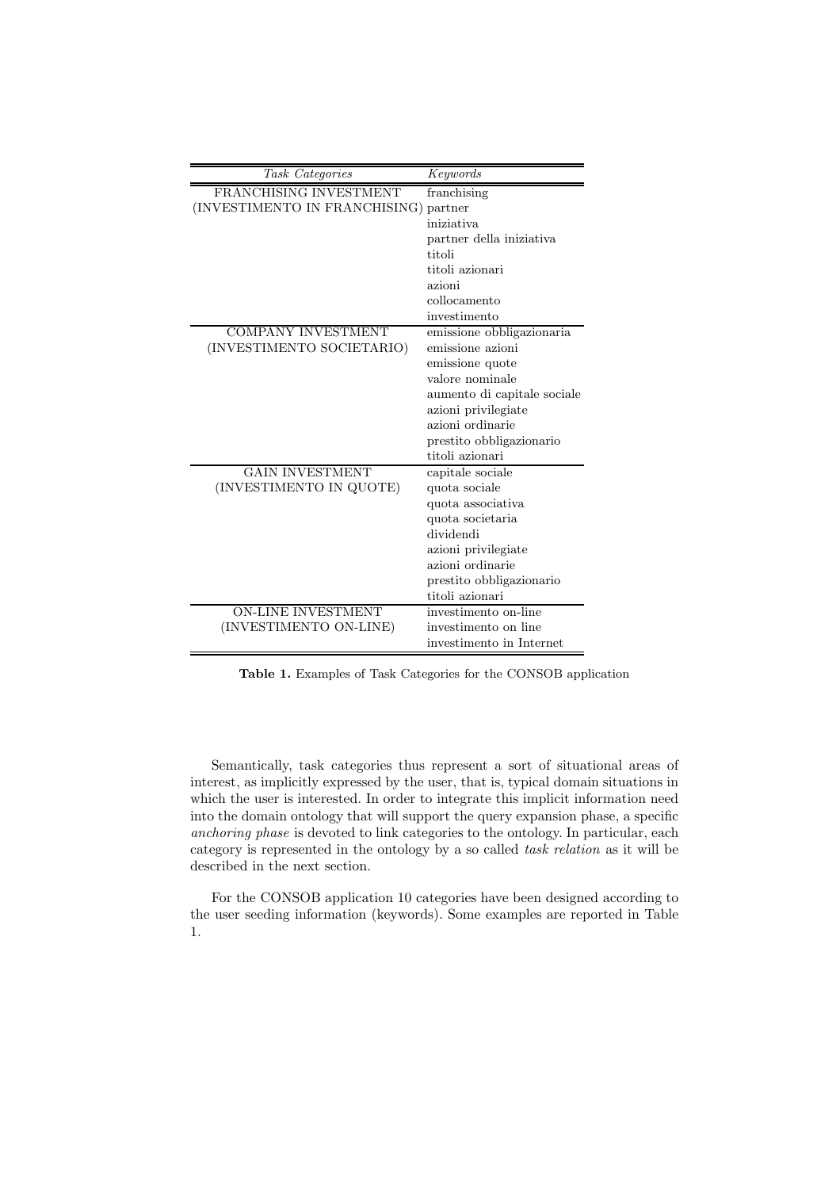| *Task Categories* | *Keywords* |
|---|---|
| FRANCHISING INVESTMENT (INVESTIMENTO IN FRANCHISING) | franchising |
| | partner |
| | iniziativa |
| | partner della iniziativa |
| | titoli |
| | titoli azionari |
| | azioni |
| | collocamento |
| | investimento |
| COMPANY INVESTMENT (INVESTIMENTO SOCIETARIO) | emissione obbligazionaria |
| | emissione azioni |
| | emissione quote |
| | valore nominale |
| | aumento di capitale sociale |
| | azioni privilegiate |
| | azioni ordinarie |
| | prestito obbligazionario |
| | titoli azionari |
| GAIN INVESTMENT (INVESTIMENTO IN QUOTE) | capitale sociale |
| | quota sociale |
| | quota associativa |
| | quota societaria |
| | dividendi |
| | azioni privilegiate |
| | azioni ordinarie |
| | prestito obbligazionario |
| | titoli azionari |
| ON-LINE INVESTMENT (INVESTIMENTO ON-LINE) | investimento on-line |
| | investimento on line |
| | investimento in Internet |

**Table 1.** Examples of Task Categories for the CONSOB application

Semantically, task categories thus represent a sort of situational areas of interest, as implicitly expressed by the user, that is, typical domain situations in which the user is interested. In order to integrate this implicit information need into the domain ontology that will support the query expansion phase, a specific *anchoring phase* is devoted to link categories to the ontology. In particular, each category is represented in the ontology by a so called *task relation* as it will be described in the next section.

For the CONSOB application 10 categories have been designed according to the user seeding information (keywords). Some examples are reported in Table 1.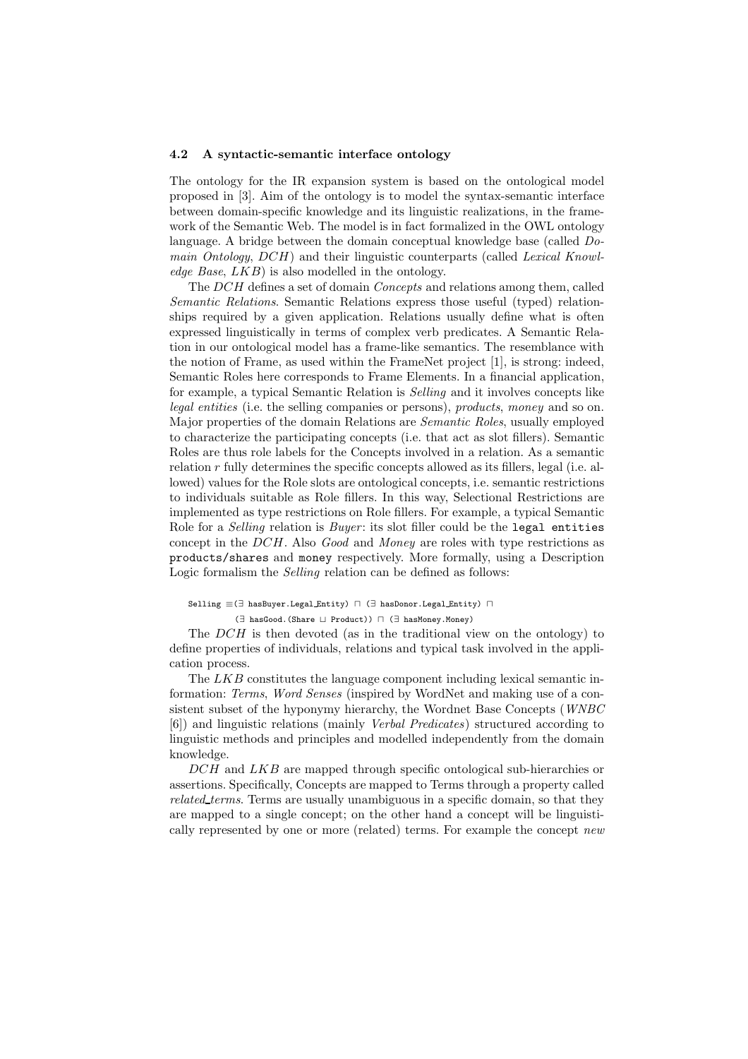### 4.2 A syntactic-semantic interface ontology

The ontology for the IR expansion system is based on the ontological model proposed in [3]. Aim of the ontology is to model the syntax-semantic interface between domain-specific knowledge and its linguistic realizations, in the framework of the Semantic Web. The model is in fact formalized in the OWL ontology language. A bridge between the domain conceptual knowledge base (called *Domain Ontology*, *DCH*) and their linguistic counterparts (called *Lexical Knowledge Base*, *LKB*) is also modelled in the ontology.

The *DCH* defines a set of domain *Concepts* and relations among them, called *Semantic Relations*. Semantic Relations express those useful (typed) relationships required by a given application. Relations usually define what is often expressed linguistically in terms of complex verb predicates. A Semantic Relation in our ontological model has a frame-like semantics. The resemblance with the notion of Frame, as used within the FrameNet project [1], is strong: indeed, Semantic Roles here corresponds to Frame Elements. In a financial application, for example, a typical Semantic Relation is *Selling* and it involves concepts like *legal entities* (i.e. the selling companies or persons), *products*, *money* and so on. Major properties of the domain Relations are *Semantic Roles*, usually employed to characterize the participating concepts (i.e. that act as slot fillers). Semantic Roles are thus role labels for the Concepts involved in a relation. As a semantic relation $r$ fully determines the specific concepts allowed as its fillers, legal (i.e. allowed) values for the Role slots are ontological concepts, i.e. semantic restrictions to individuals suitable as Role fillers. In this way, Selectional Restrictions are implemented as type restrictions on Role fillers. For example, a typical Semantic Role for a *Selling* relation is *Buyer*: its slot filler could be the `legal entities` concept in the *DCH*. Also *Good* and *Money* are roles with type restrictions as `products/shares` and `money` respectively. More formally, using a Description Logic formalism the *Selling* relation can be defined as follows:

$$\texttt{Selling} \equiv (\exists\ \texttt{hasBuyer.Legal\_Entity}) \sqcap (\exists\ \texttt{hasDonor.Legal\_Entity}) \sqcap$$
$$(\exists\ \texttt{hasGood.(Share} \sqcup \texttt{Product))} \sqcap (\exists\ \texttt{hasMoney.Money})$$

The *DCH* is then devoted (as in the traditional view on the ontology) to define properties of individuals, relations and typical task involved in the application process.

The *LKB* constitutes the language component including lexical semantic information: *Terms*, *Word Senses* (inspired by WordNet and making use of a consistent subset of the hyponymy hierarchy, the Wordnet Base Concepts (*WNBC* [6]) and linguistic relations (mainly *Verbal Predicates*) structured according to linguistic methods and principles and modelled independently from the domain knowledge.

*DCH* and *LKB* are mapped through specific ontological sub-hierarchies or assertions. Specifically, Concepts are mapped to Terms through a property called *related_terms*. Terms are usually unambiguous in a specific domain, so that they are mapped to a single concept; on the other hand a concept will be linguistically represented by one or more (related) terms. For example the concept *new*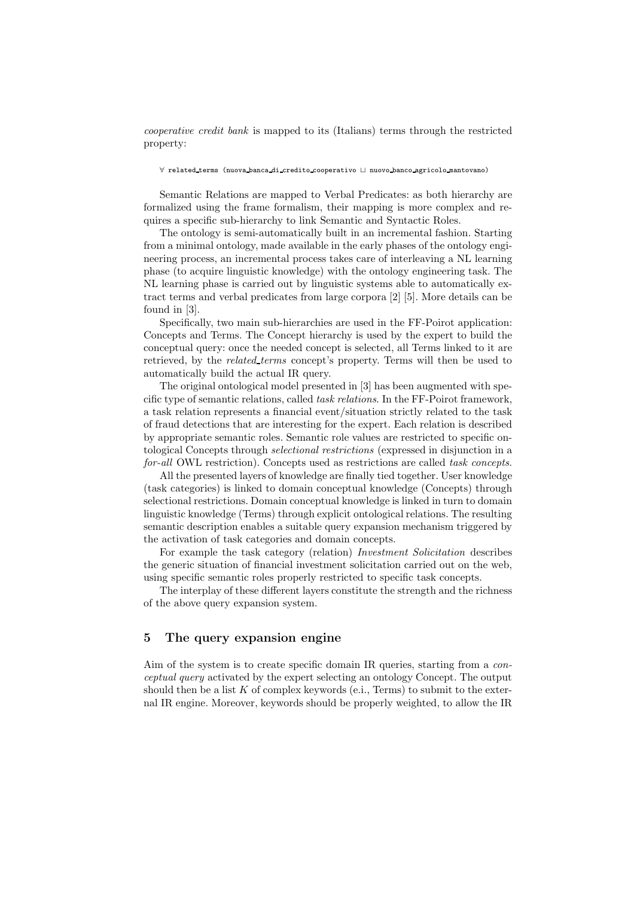*cooperative credit bank* is mapped to its (Italians) terms through the restricted property:

```
∀ related_terms (nuova_banca_di_credito_cooperativo ⊔ nuovo_banco_agricolo_mantovano)
```

Semantic Relations are mapped to Verbal Predicates: as both hierarchy are formalized using the frame formalism, their mapping is more complex and requires a specific sub-hierarchy to link Semantic and Syntactic Roles.

The ontology is semi-automatically built in an incremental fashion. Starting from a minimal ontology, made available in the early phases of the ontology engineering process, an incremental process takes care of interleaving a NL learning phase (to acquire linguistic knowledge) with the ontology engineering task. The NL learning phase is carried out by linguistic systems able to automatically extract terms and verbal predicates from large corpora [2] [5]. More details can be found in [3].

Specifically, two main sub-hierarchies are used in the FF-Poirot application: Concepts and Terms. The Concept hierarchy is used by the expert to build the conceptual query: once the needed concept is selected, all Terms linked to it are retrieved, by the *related_terms* concept's property. Terms will then be used to automatically build the actual IR query.

The original ontological model presented in [3] has been augmented with specific type of semantic relations, called *task relations*. In the FF-Poirot framework, a task relation represents a financial event/situation strictly related to the task of fraud detections that are interesting for the expert. Each relation is described by appropriate semantic roles. Semantic role values are restricted to specific ontological Concepts through *selectional restrictions* (expressed in disjunction in a *for-all* OWL restriction). Concepts used as restrictions are called *task concepts*.

All the presented layers of knowledge are finally tied together. User knowledge (task categories) is linked to domain conceptual knowledge (Concepts) through selectional restrictions. Domain conceptual knowledge is linked in turn to domain linguistic knowledge (Terms) through explicit ontological relations. The resulting semantic description enables a suitable query expansion mechanism triggered by the activation of task categories and domain concepts.

For example the task category (relation) *Investment Solicitation* describes the generic situation of financial investment solicitation carried out on the web, using specific semantic roles properly restricted to specific task concepts.

The interplay of these different layers constitute the strength and the richness of the above query expansion system.

## 5 The query expansion engine

Aim of the system is to create specific domain IR queries, starting from a *conceptual query* activated by the expert selecting an ontology Concept. The output should then be a list $K$ of complex keywords (e.i., Terms) to submit to the external IR engine. Moreover, keywords should be properly weighted, to allow the IR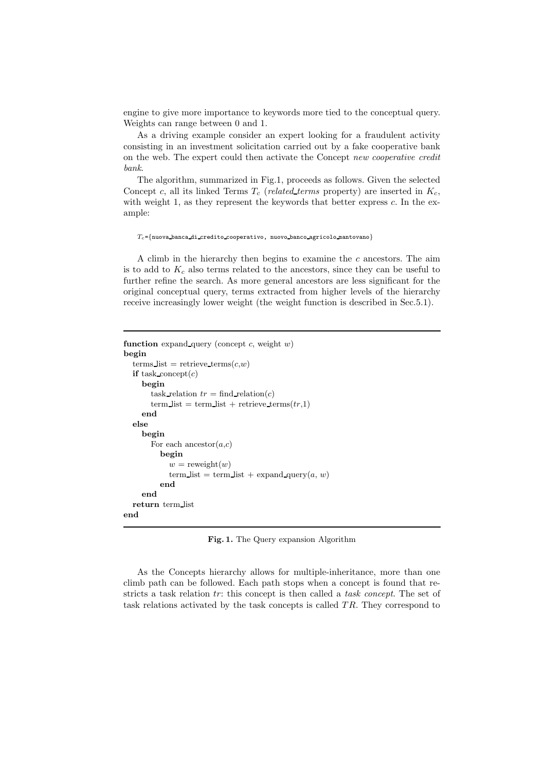engine to give more importance to keywords more tied to the conceptual query. Weights can range between 0 and 1.

As a driving example consider an expert looking for a fraudulent activity consisting in an investment solicitation carried out by a fake cooperative bank on the web. The expert could then activate the Concept *new cooperative credit bank*.

The algorithm, summarized in Fig.1, proceeds as follows. Given the selected Concept $c$, all its linked Terms $T_c$ (*related_terms* property) are inserted in $K_c$, with weight 1, as they represent the keywords that better express $c$. In the example:

$T_c$={nuova_banca_di_credito_cooperativo, nuovo_banco_agricolo_mantovano}

A climb in the hierarchy then begins to examine the $c$ ancestors. The aim is to add to $K_c$ also terms related to the ancestors, since they can be useful to further refine the search. As more general ancestors are less significant for the original conceptual query, terms extracted from higher levels of the hierarchy receive increasingly lower weight (the weight function is described in Sec.5.1).

```
function expand_query (concept c, weight w)
begin
  terms_list = retrieve_terms(c,w)
  if task_concept(c)
    begin
      task_relation tr = find_relation(c)
      term_list = term_list + retrieve_terms(tr,1)
    end
  else
    begin
      For each ancestor(a,c)
        begin
          w = reweight(w)
          term_list = term_list + expand_query(a, w)
        end
    end
  return term_list
end
```

**Fig. 1.** The Query expansion Algorithm

As the Concepts hierarchy allows for multiple-inheritance, more than one climb path can be followed. Each path stops when a concept is found that restricts a task relation $tr$: this concept is then called a *task concept*. The set of task relations activated by the task concepts is called $TR$. They correspond to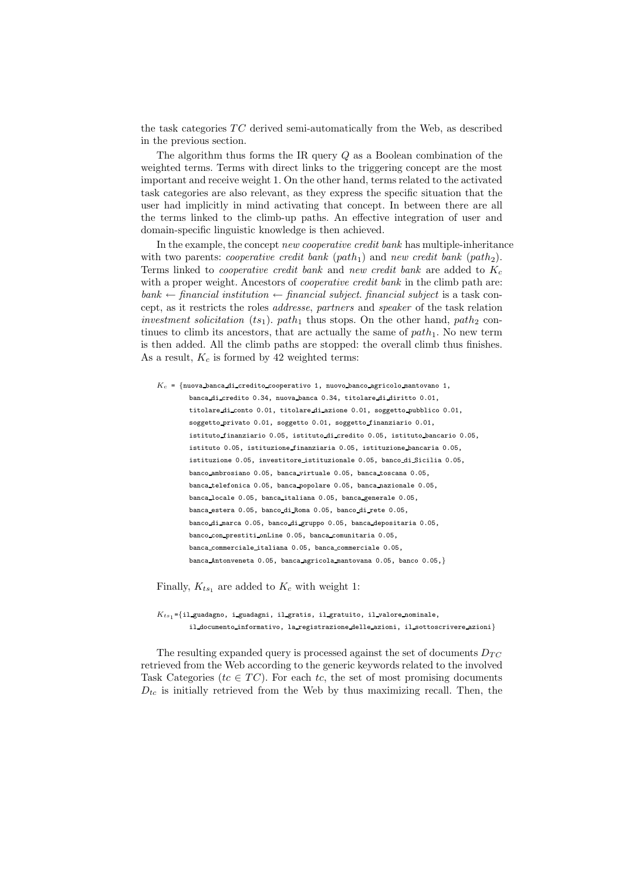the task categories $TC$ derived semi-automatically from the Web, as described in the previous section.

The algorithm thus forms the IR query $Q$ as a Boolean combination of the weighted terms. Terms with direct links to the triggering concept are the most important and receive weight 1. On the other hand, terms related to the activated task categories are also relevant, as they express the specific situation that the user had implicitly in mind activating that concept. In between there are all the terms linked to the climb-up paths. An effective integration of user and domain-specific linguistic knowledge is then achieved.

In the example, the concept *new cooperative credit bank* has multiple-inheritance with two parents: *cooperative credit bank* ($path_1$) and *new credit bank* ($path_2$). Terms linked to *cooperative credit bank* and *new credit bank* are added to $K_c$ with a proper weight. Ancestors of *cooperative credit bank* in the climb path are: *bank* ← *financial institution* ← *financial subject*. *financial subject* is a task concept, as it restricts the roles *addresse*, *partners* and *speaker* of the task relation *investment solicitation* ($ts_1$). $path_1$ thus stops. On the other hand, $path_2$ continues to climb its ancestors, that are actually the same of $path_1$. No new term is then added. All the climb paths are stopped: the overall climb thus finishes. As a result, $K_c$ is formed by 42 weighted terms:

```
Kc = {nuova_banca_di_credito_cooperativo 1, nuovo_banco_agricolo_mantovano 1,
      banca_di_credito 0.34, nuova_banca 0.34, titolare_di_diritto 0.01,
      titolare_di_conto 0.01, titolare_di_azione 0.01, soggetto_pubblico 0.01,
      soggetto_privato 0.01, soggetto 0.01, soggetto_finanziario 0.01,
      istituto_finanziario 0.05, istituto_di_credito 0.05, istituto_bancario 0.05,
      istituto 0.05, istituzione_finanziaria 0.05, istituzione_bancaria 0.05,
      istituzione 0.05, investitore_istituzionale 0.05, banco_di_Sicilia 0.05,
      banco_ambrosiano 0.05, banca_virtuale 0.05, banca_toscana 0.05,
      banca_telefonica 0.05, banca_popolare 0.05, banca_nazionale 0.05,
      banca_locale 0.05, banca_italiana 0.05, banca_generale 0.05,
      banca_estera 0.05, banco_di_Roma 0.05, banco_di_rete 0.05,
      banco_di_marca 0.05, banco_di_gruppo 0.05, banca_depositaria 0.05,
      banco_con_prestiti_onLine 0.05, banca_comunitaria 0.05,
      banca_commerciale_italiana 0.05, banca_commerciale 0.05,
      banca_Antonveneta 0.05, banca_agricola_mantovana 0.05, banco 0.05,}
```

Finally, $K_{ts_1}$ are added to $K_c$ with weight 1:

```
Kts1={il_guadagno, i_guadagni, il_gratis, il_gratuito, il_valore_nominale,
      il_documento_informativo, la_registrazione_delle_azioni, il_sottoscrivere_azioni}
```

The resulting expanded query is processed against the set of documents $D_{TC}$ retrieved from the Web according to the generic keywords related to the involved Task Categories ($tc \in TC$). For each $tc$, the set of most promising documents $D_{tc}$ is initially retrieved from the Web by thus maximizing recall. Then, the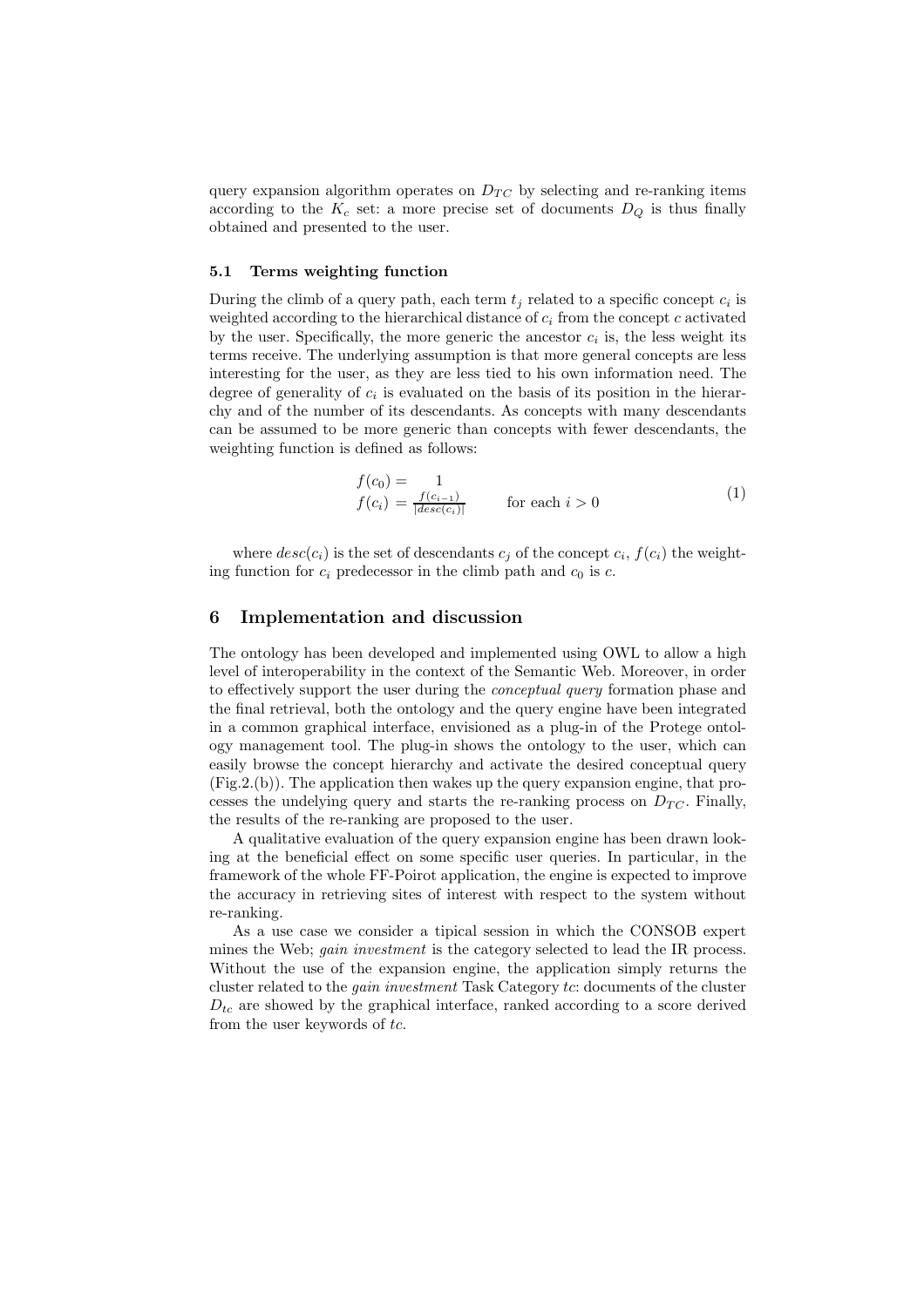query expansion algorithm operates on $D_{TC}$ by selecting and re-ranking items according to the $K_c$ set: a more precise set of documents $D_Q$ is thus finally obtained and presented to the user.

### 5.1 Terms weighting function

During the climb of a query path, each term $t_j$ related to a specific concept $c_i$ is weighted according to the hierarchical distance of $c_i$ from the concept $c$ activated by the user. Specifically, the more generic the ancestor $c_i$ is, the less weight its terms receive. The underlying assumption is that more general concepts are less interesting for the user, as they are less tied to his own information need. The degree of generality of $c_i$ is evaluated on the basis of its position in the hierarchy and of the number of its descendants. As concepts with many descendants can be assumed to be more generic than concepts with fewer descendants, the weighting function is defined as follows:

$$
\begin{aligned}
f(c_0) &= 1 \\
f(c_i) &= \frac{f(c_{i-1})}{|desc(c_i)|} \qquad \text{for each } i > 0
\end{aligned}
\tag{1}
$$

where $desc(c_i)$ is the set of descendants $c_j$ of the concept $c_i$, $f(c_i)$ the weighting function for $c_i$ predecessor in the climb path and $c_0$ is $c$.

## 6 Implementation and discussion

The ontology has been developed and implemented using OWL to allow a high level of interoperability in the context of the Semantic Web. Moreover, in order to effectively support the user during the *conceptual query* formation phase and the final retrieval, both the ontology and the query engine have been integrated in a common graphical interface, envisioned as a plug-in of the Protege ontology management tool. The plug-in shows the ontology to the user, which can easily browse the concept hierarchy and activate the desired conceptual query (Fig.2.(b)). The application then wakes up the query expansion engine, that processes the undelying query and starts the re-ranking process on $D_{TC}$. Finally, the results of the re-ranking are proposed to the user.

A qualitative evaluation of the query expansion engine has been drawn looking at the beneficial effect on some specific user queries. In particular, in the framework of the whole FF-Poirot application, the engine is expected to improve the accuracy in retrieving sites of interest with respect to the system without re-ranking.

As a use case we consider a tipical session in which the CONSOB expert mines the Web; *gain investment* is the category selected to lead the IR process. Without the use of the expansion engine, the application simply returns the cluster related to the *gain investment* Task Category $tc$: documents of the cluster $D_{tc}$ are showed by the graphical interface, ranked according to a score derived from the user keywords of $tc$.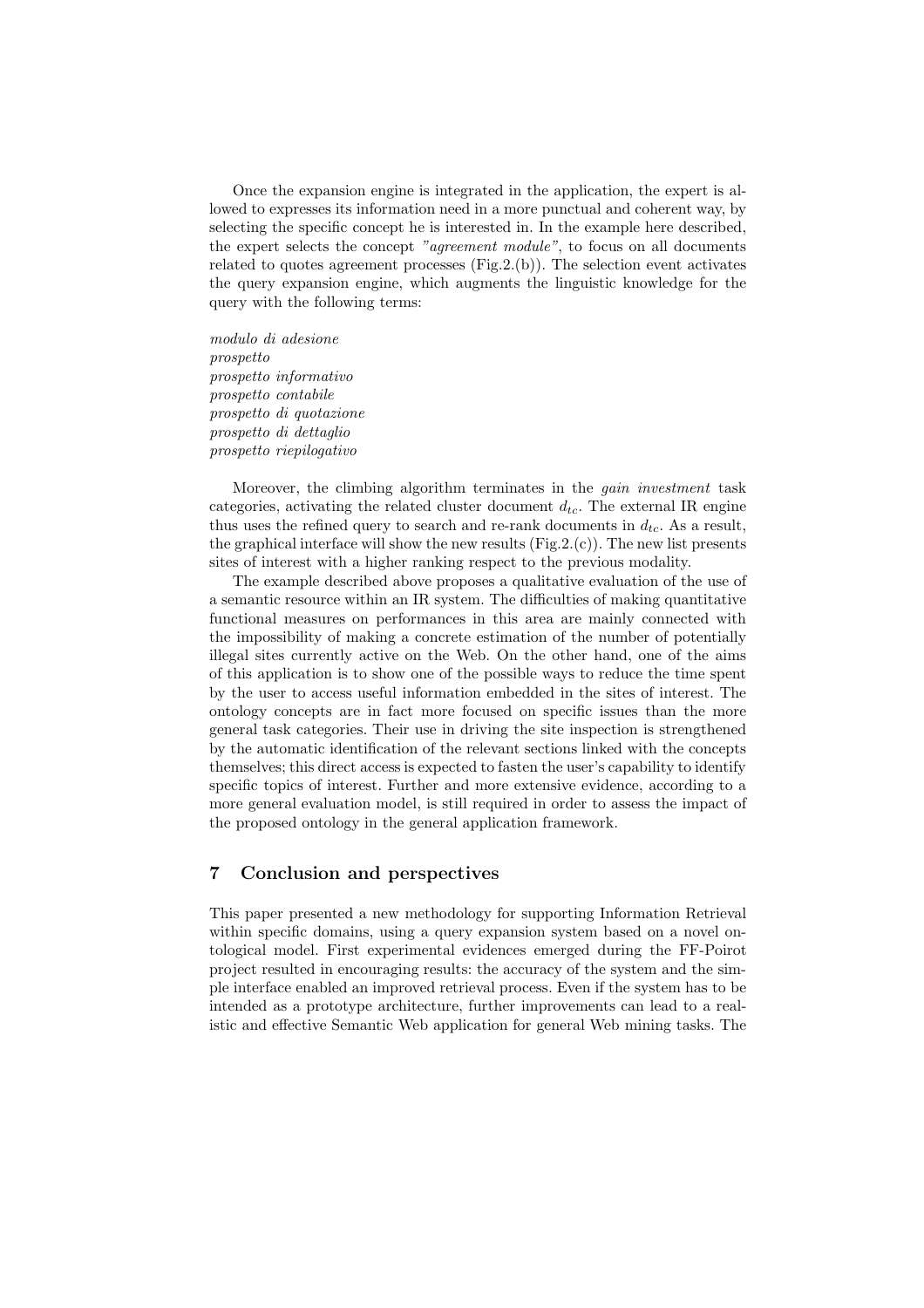Once the expansion engine is integrated in the application, the expert is allowed to expresses its information need in a more punctual and coherent way, by selecting the specific concept he is interested in. In the example here described, the expert selects the concept *"agreement module"*, to focus on all documents related to quotes agreement processes (Fig.2.(b)). The selection event activates the query expansion engine, which augments the linguistic knowledge for the query with the following terms:

*modulo di adesione*
*prospetto*
*prospetto informativo*
*prospetto contabile*
*prospetto di quotazione*
*prospetto di dettaglio*
*prospetto riepilogativo*

Moreover, the climbing algorithm terminates in the *gain investment* task categories, activating the related cluster document $d_{tc}$. The external IR engine thus uses the refined query to search and re-rank documents in $d_{tc}$. As a result, the graphical interface will show the new results (Fig.2.(c)). The new list presents sites of interest with a higher ranking respect to the previous modality.

The example described above proposes a qualitative evaluation of the use of a semantic resource within an IR system. The difficulties of making quantitative functional measures on performances in this area are mainly connected with the impossibility of making a concrete estimation of the number of potentially illegal sites currently active on the Web. On the other hand, one of the aims of this application is to show one of the possible ways to reduce the time spent by the user to access useful information embedded in the sites of interest. The ontology concepts are in fact more focused on specific issues than the more general task categories. Their use in driving the site inspection is strengthened by the automatic identification of the relevant sections linked with the concepts themselves; this direct access is expected to fasten the user's capability to identify specific topics of interest. Further and more extensive evidence, according to a more general evaluation model, is still required in order to assess the impact of the proposed ontology in the general application framework.

## 7 Conclusion and perspectives

This paper presented a new methodology for supporting Information Retrieval within specific domains, using a query expansion system based on a novel ontological model. First experimental evidences emerged during the FF-Poirot project resulted in encouraging results: the accuracy of the system and the simple interface enabled an improved retrieval process. Even if the system has to be intended as a prototype architecture, further improvements can lead to a realistic and effective Semantic Web application for general Web mining tasks. The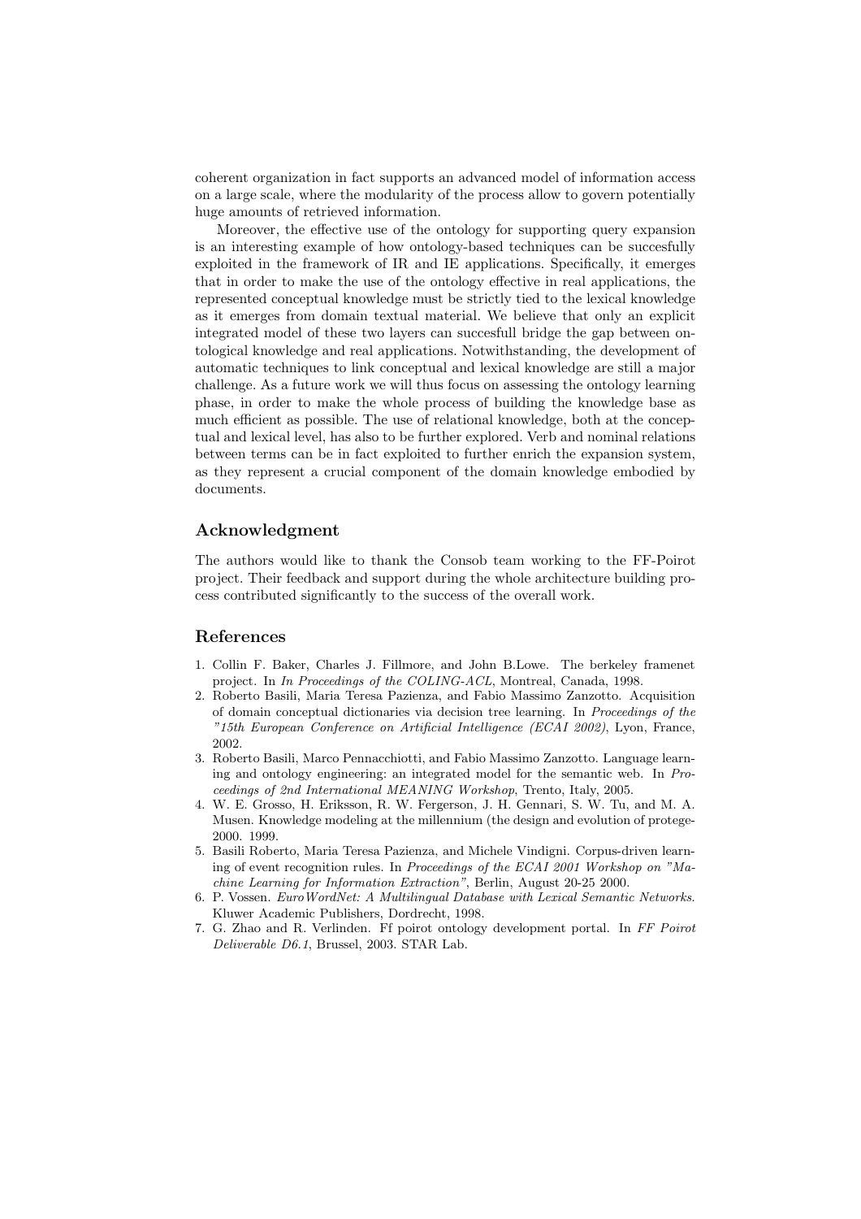coherent organization in fact supports an advanced model of information access on a large scale, where the modularity of the process allow to govern potentially huge amounts of retrieved information.

Moreover, the effective use of the ontology for supporting query expansion is an interesting example of how ontology-based techniques can be succesfully exploited in the framework of IR and IE applications. Specifically, it emerges that in order to make the use of the ontology effective in real applications, the represented conceptual knowledge must be strictly tied to the lexical knowledge as it emerges from domain textual material. We believe that only an explicit integrated model of these two layers can succesfull bridge the gap between ontological knowledge and real applications. Notwithstanding, the development of automatic techniques to link conceptual and lexical knowledge are still a major challenge. As a future work we will thus focus on assessing the ontology learning phase, in order to make the whole process of building the knowledge base as much efficient as possible. The use of relational knowledge, both at the conceptual and lexical level, has also to be further explored. Verb and nominal relations between terms can be in fact exploited to further enrich the expansion system, as they represent a crucial component of the domain knowledge embodied by documents.

## Acknowledgment

The authors would like to thank the Consob team working to the FF-Poirot project. Their feedback and support during the whole architecture building process contributed significantly to the success of the overall work.

## References

1. Collin F. Baker, Charles J. Fillmore, and John B.Lowe. The berkeley framenet project. In *In Proceedings of the COLING-ACL*, Montreal, Canada, 1998.
2. Roberto Basili, Maria Teresa Pazienza, and Fabio Massimo Zanzotto. Acquisition of domain conceptual dictionaries via decision tree learning. In *Proceedings of the "15th European Conference on Artificial Intelligence (ECAI 2002)*, Lyon, France, 2002.
3. Roberto Basili, Marco Pennacchiotti, and Fabio Massimo Zanzotto. Language learning and ontology engineering: an integrated model for the semantic web. In *Proceedings of 2nd International MEANING Workshop*, Trento, Italy, 2005.
4. W. E. Grosso, H. Eriksson, R. W. Fergerson, J. H. Gennari, S. W. Tu, and M. A. Musen. Knowledge modeling at the millennium (the design and evolution of protege-2000. 1999.
5. Basili Roberto, Maria Teresa Pazienza, and Michele Vindigni. Corpus-driven learning of event recognition rules. In *Proceedings of the ECAI 2001 Workshop on "Machine Learning for Information Extraction"*, Berlin, August 20-25 2000.
6. P. Vossen. *EuroWordNet: A Multilingual Database with Lexical Semantic Networks.* Kluwer Academic Publishers, Dordrecht, 1998.
7. G. Zhao and R. Verlinden. Ff poirot ontology development portal. In *FF Poirot Deliverable D6.1*, Brussel, 2003. STAR Lab.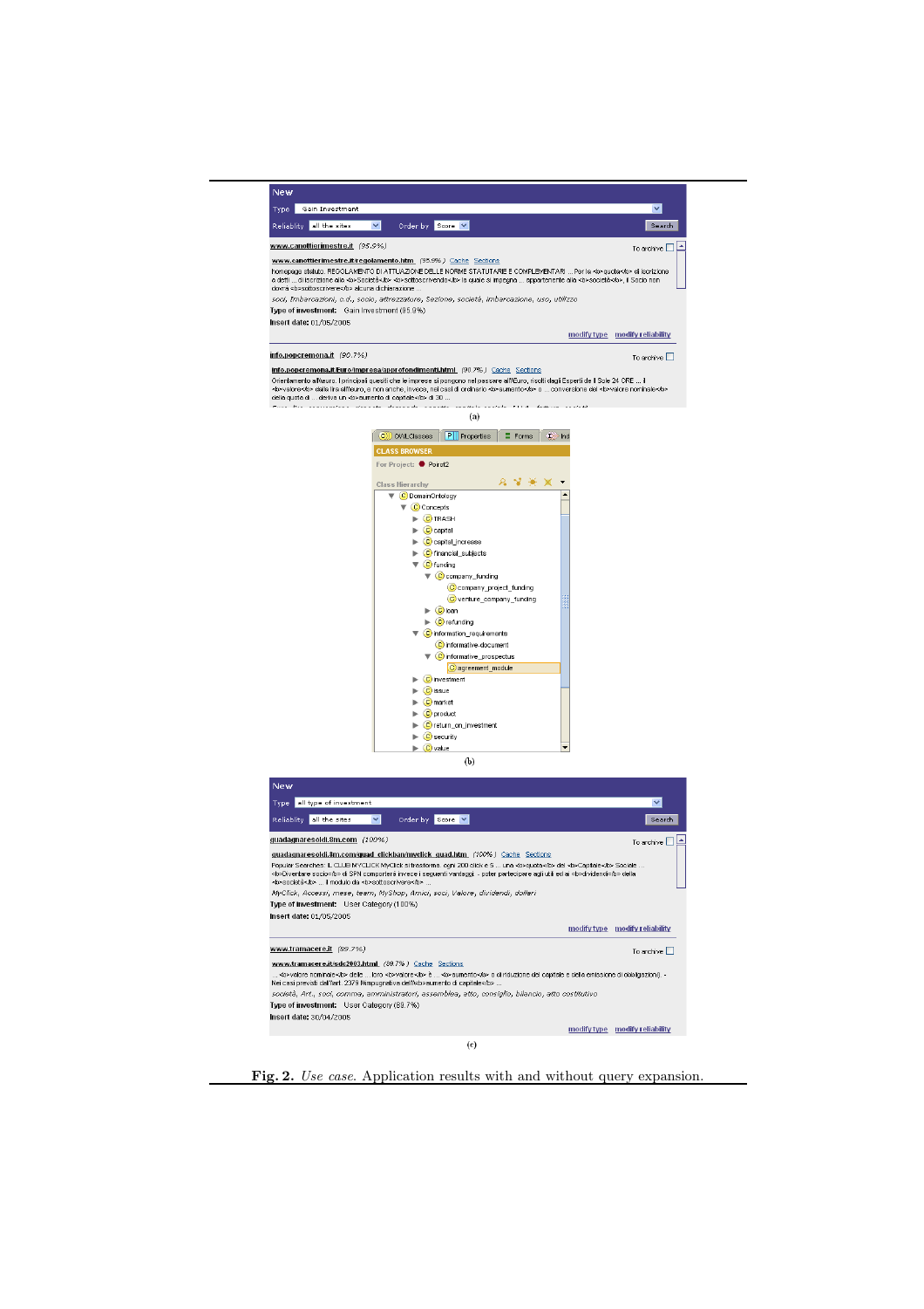(a)

(b)

(c)

**Fig. 2.** *Use case.* Application results with and without query expansion.